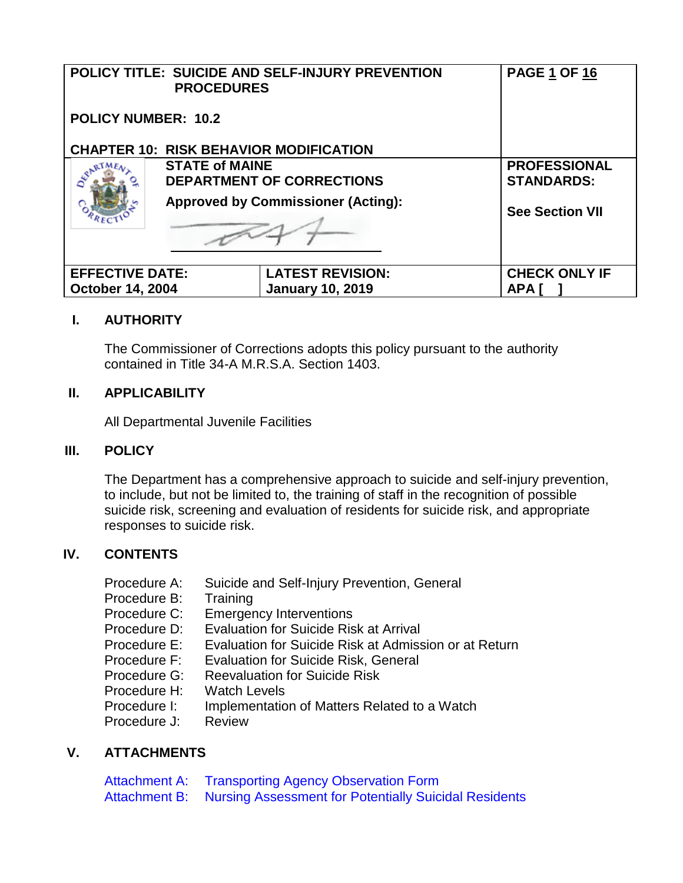| POLICY TITLE: SUICIDE AND SELF-INJURY PREVENTION PROCEDURES | | PAGE 1 OF 16 |
|---|---|---|
| POLICY NUMBER: 10.2 | | |
| CHAPTER 10: RISK BEHAVIOR MODIFICATION | | |
| STATE of MAINE DEPARTMENT OF CORRECTIONS<br>Approved by Commissioner (Acting): | | PROFESSIONAL STANDARDS:<br>See Section VII |
| EFFECTIVE DATE: October 14, 2004 | LATEST REVISION: January 10, 2019 | CHECK ONLY IF APA [ ] |

## I. AUTHORITY

The Commissioner of Corrections adopts this policy pursuant to the authority contained in Title 34-A M.R.S.A. Section 1403.

## II. APPLICABILITY

All Departmental Juvenile Facilities

## III. POLICY

The Department has a comprehensive approach to suicide and self-injury prevention, to include, but not be limited to, the training of staff in the recognition of possible suicide risk, screening and evaluation of residents for suicide risk, and appropriate responses to suicide risk.

## IV. CONTENTS

- Procedure A: Suicide and Self-Injury Prevention, General
- Procedure B: Training
- Procedure C: Emergency Interventions
- Procedure D: Evaluation for Suicide Risk at Arrival
- Procedure E: Evaluation for Suicide Risk at Admission or at Return
- Procedure F: Evaluation for Suicide Risk, General
- Procedure G: Reevaluation for Suicide Risk
- Procedure H: Watch Levels
- Procedure I: Implementation of Matters Related to a Watch
- Procedure J: Review

## V. ATTACHMENTS

- Attachment A: Transporting Agency Observation Form
- Attachment B: Nursing Assessment for Potentially Suicidal Residents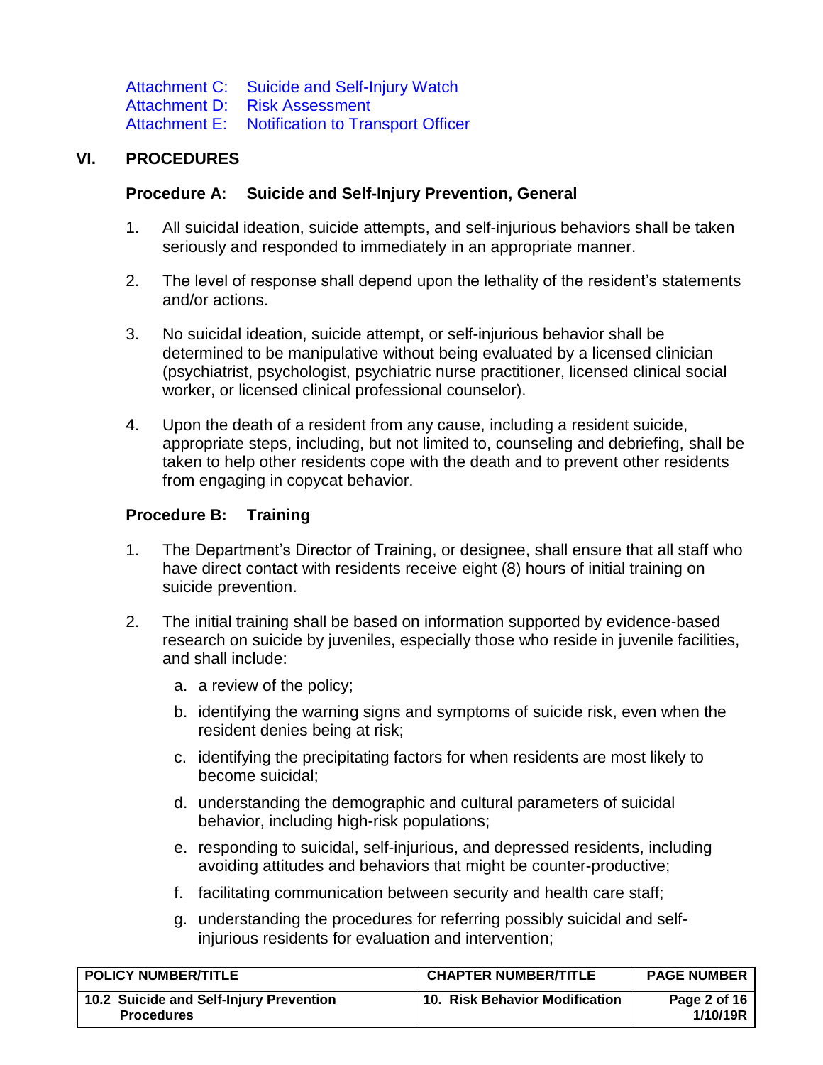Attachment C: Suicide and Self-Injury Watch
Attachment D: Risk Assessment
Attachment E: Notification to Transport Officer

## VI. PROCEDURES

### Procedure A: Suicide and Self-Injury Prevention, General

1. All suicidal ideation, suicide attempts, and self-injurious behaviors shall be taken seriously and responded to immediately in an appropriate manner.

2. The level of response shall depend upon the lethality of the resident's statements and/or actions.

3. No suicidal ideation, suicide attempt, or self-injurious behavior shall be determined to be manipulative without being evaluated by a licensed clinician (psychiatrist, psychologist, psychiatric nurse practitioner, licensed clinical social worker, or licensed clinical professional counselor).

4. Upon the death of a resident from any cause, including a resident suicide, appropriate steps, including, but not limited to, counseling and debriefing, shall be taken to help other residents cope with the death and to prevent other residents from engaging in copycat behavior.

### Procedure B: Training

1. The Department's Director of Training, or designee, shall ensure that all staff who have direct contact with residents receive eight (8) hours of initial training on suicide prevention.

2. The initial training shall be based on information supported by evidence-based research on suicide by juveniles, especially those who reside in juvenile facilities, and shall include:

   a. a review of the policy;

   b. identifying the warning signs and symptoms of suicide risk, even when the resident denies being at risk;

   c. identifying the precipitating factors for when residents are most likely to become suicidal;

   d. understanding the demographic and cultural parameters of suicidal behavior, including high-risk populations;

   e. responding to suicidal, self-injurious, and depressed residents, including avoiding attitudes and behaviors that might be counter-productive;

   f. facilitating communication between security and health care staff;

   g. understanding the procedures for referring possibly suicidal and self-injurious residents for evaluation and intervention;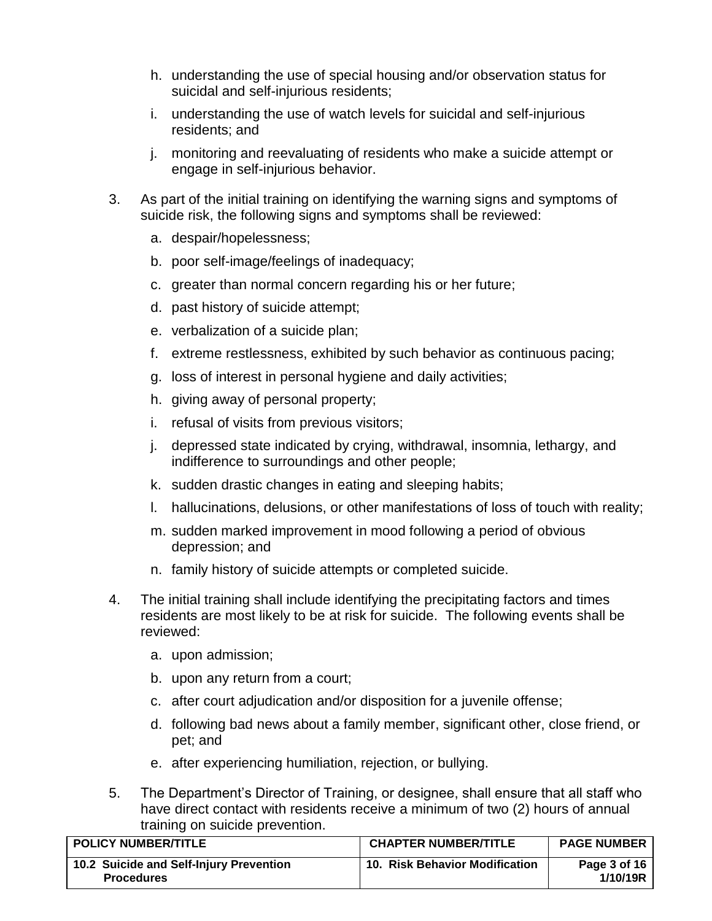h. understanding the use of special housing and/or observation status for suicidal and self-injurious residents;

i. understanding the use of watch levels for suicidal and self-injurious residents; and

j. monitoring and reevaluating of residents who make a suicide attempt or engage in self-injurious behavior.

3. As part of the initial training on identifying the warning signs and symptoms of suicide risk, the following signs and symptoms shall be reviewed:

   a. despair/hopelessness;

   b. poor self-image/feelings of inadequacy;

   c. greater than normal concern regarding his or her future;

   d. past history of suicide attempt;

   e. verbalization of a suicide plan;

   f. extreme restlessness, exhibited by such behavior as continuous pacing;

   g. loss of interest in personal hygiene and daily activities;

   h. giving away of personal property;

   i. refusal of visits from previous visitors;

   j. depressed state indicated by crying, withdrawal, insomnia, lethargy, and indifference to surroundings and other people;

   k. sudden drastic changes in eating and sleeping habits;

   l. hallucinations, delusions, or other manifestations of loss of touch with reality;

   m. sudden marked improvement in mood following a period of obvious depression; and

   n. family history of suicide attempts or completed suicide.

4. The initial training shall include identifying the precipitating factors and times residents are most likely to be at risk for suicide. The following events shall be reviewed:

   a. upon admission;

   b. upon any return from a court;

   c. after court adjudication and/or disposition for a juvenile offense;

   d. following bad news about a family member, significant other, close friend, or pet; and

   e. after experiencing humiliation, rejection, or bullying.

5. The Department's Director of Training, or designee, shall ensure that all staff who have direct contact with residents receive a minimum of two (2) hours of annual training on suicide prevention.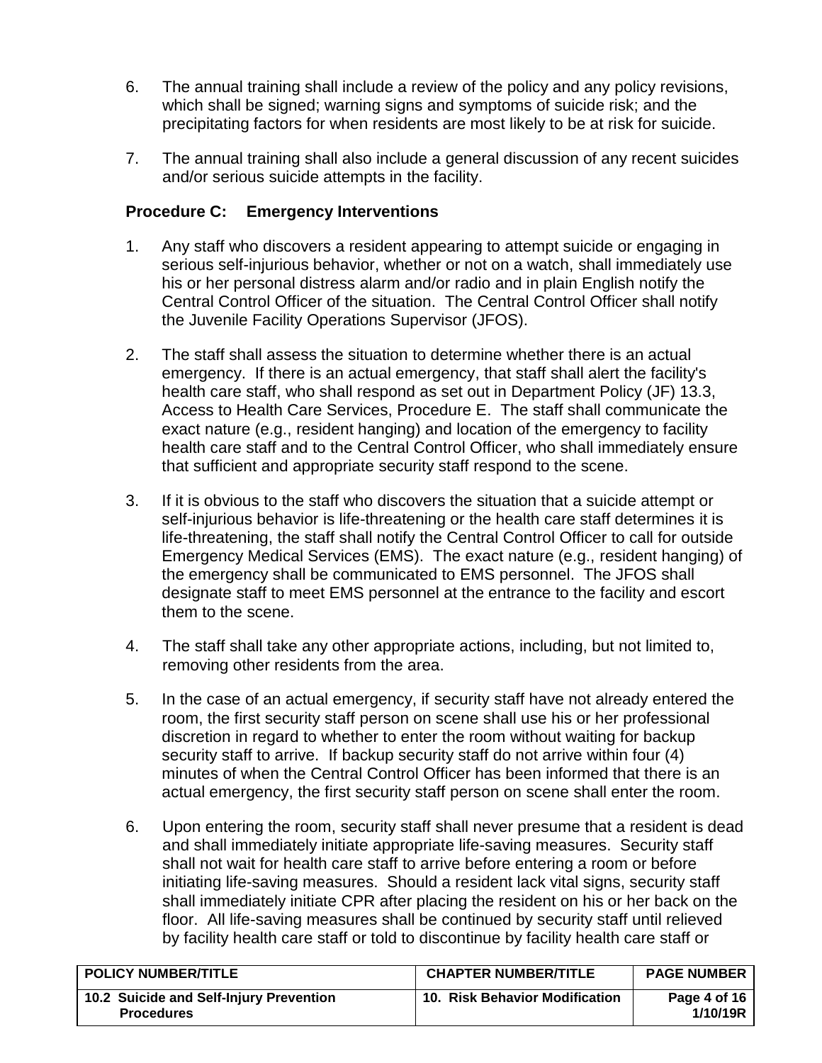6. The annual training shall include a review of the policy and any policy revisions, which shall be signed; warning signs and symptoms of suicide risk; and the precipitating factors for when residents are most likely to be at risk for suicide.

7. The annual training shall also include a general discussion of any recent suicides and/or serious suicide attempts in the facility.

### Procedure C: Emergency Interventions

1. Any staff who discovers a resident appearing to attempt suicide or engaging in serious self-injurious behavior, whether or not on a watch, shall immediately use his or her personal distress alarm and/or radio and in plain English notify the Central Control Officer of the situation. The Central Control Officer shall notify the Juvenile Facility Operations Supervisor (JFOS).

2. The staff shall assess the situation to determine whether there is an actual emergency. If there is an actual emergency, that staff shall alert the facility's health care staff, who shall respond as set out in Department Policy (JF) 13.3, Access to Health Care Services, Procedure E. The staff shall communicate the exact nature (e.g., resident hanging) and location of the emergency to facility health care staff and to the Central Control Officer, who shall immediately ensure that sufficient and appropriate security staff respond to the scene.

3. If it is obvious to the staff who discovers the situation that a suicide attempt or self-injurious behavior is life-threatening or the health care staff determines it is life-threatening, the staff shall notify the Central Control Officer to call for outside Emergency Medical Services (EMS). The exact nature (e.g., resident hanging) of the emergency shall be communicated to EMS personnel. The JFOS shall designate staff to meet EMS personnel at the entrance to the facility and escort them to the scene.

4. The staff shall take any other appropriate actions, including, but not limited to, removing other residents from the area.

5. In the case of an actual emergency, if security staff have not already entered the room, the first security staff person on scene shall use his or her professional discretion in regard to whether to enter the room without waiting for backup security staff to arrive. If backup security staff do not arrive within four (4) minutes of when the Central Control Officer has been informed that there is an actual emergency, the first security staff person on scene shall enter the room.

6. Upon entering the room, security staff shall never presume that a resident is dead and shall immediately initiate appropriate life-saving measures. Security staff shall not wait for health care staff to arrive before entering a room or before initiating life-saving measures. Should a resident lack vital signs, security staff shall immediately initiate CPR after placing the resident on his or her back on the floor. All life-saving measures shall be continued by security staff until relieved by facility health care staff or told to discontinue by facility health care staff or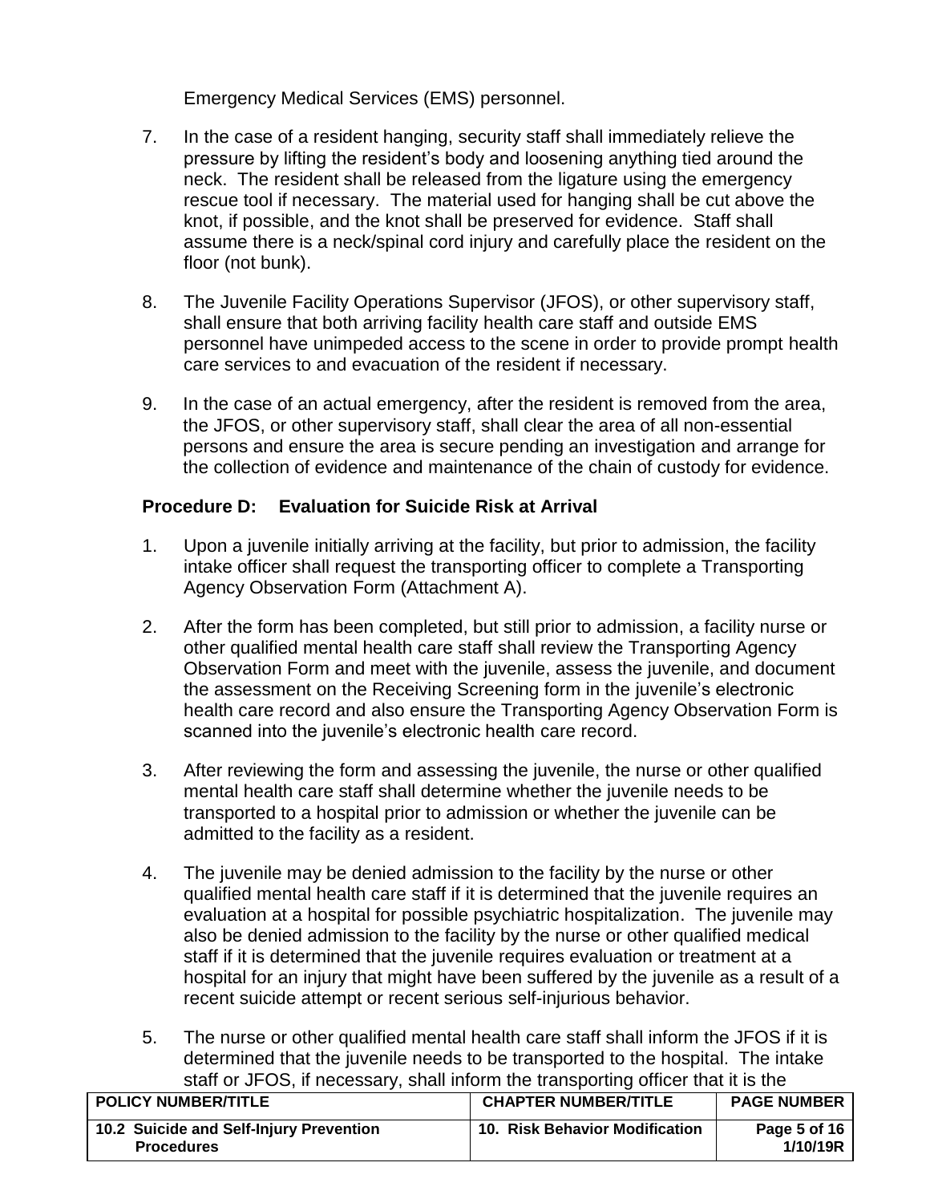Emergency Medical Services (EMS) personnel.

7. In the case of a resident hanging, security staff shall immediately relieve the pressure by lifting the resident's body and loosening anything tied around the neck. The resident shall be released from the ligature using the emergency rescue tool if necessary. The material used for hanging shall be cut above the knot, if possible, and the knot shall be preserved for evidence. Staff shall assume there is a neck/spinal cord injury and carefully place the resident on the floor (not bunk).

8. The Juvenile Facility Operations Supervisor (JFOS), or other supervisory staff, shall ensure that both arriving facility health care staff and outside EMS personnel have unimpeded access to the scene in order to provide prompt health care services to and evacuation of the resident if necessary.

9. In the case of an actual emergency, after the resident is removed from the area, the JFOS, or other supervisory staff, shall clear the area of all non-essential persons and ensure the area is secure pending an investigation and arrange for the collection of evidence and maintenance of the chain of custody for evidence.

### Procedure D: Evaluation for Suicide Risk at Arrival

1. Upon a juvenile initially arriving at the facility, but prior to admission, the facility intake officer shall request the transporting officer to complete a Transporting Agency Observation Form (Attachment A).

2. After the form has been completed, but still prior to admission, a facility nurse or other qualified mental health care staff shall review the Transporting Agency Observation Form and meet with the juvenile, assess the juvenile, and document the assessment on the Receiving Screening form in the juvenile's electronic health care record and also ensure the Transporting Agency Observation Form is scanned into the juvenile's electronic health care record.

3. After reviewing the form and assessing the juvenile, the nurse or other qualified mental health care staff shall determine whether the juvenile needs to be transported to a hospital prior to admission or whether the juvenile can be admitted to the facility as a resident.

4. The juvenile may be denied admission to the facility by the nurse or other qualified mental health care staff if it is determined that the juvenile requires an evaluation at a hospital for possible psychiatric hospitalization. The juvenile may also be denied admission to the facility by the nurse or other qualified medical staff if it is determined that the juvenile requires evaluation or treatment at a hospital for an injury that might have been suffered by the juvenile as a result of a recent suicide attempt or recent serious self-injurious behavior.

5. The nurse or other qualified mental health care staff shall inform the JFOS if it is determined that the juvenile needs to be transported to the hospital. The intake staff or JFOS, if necessary, shall inform the transporting officer that it is the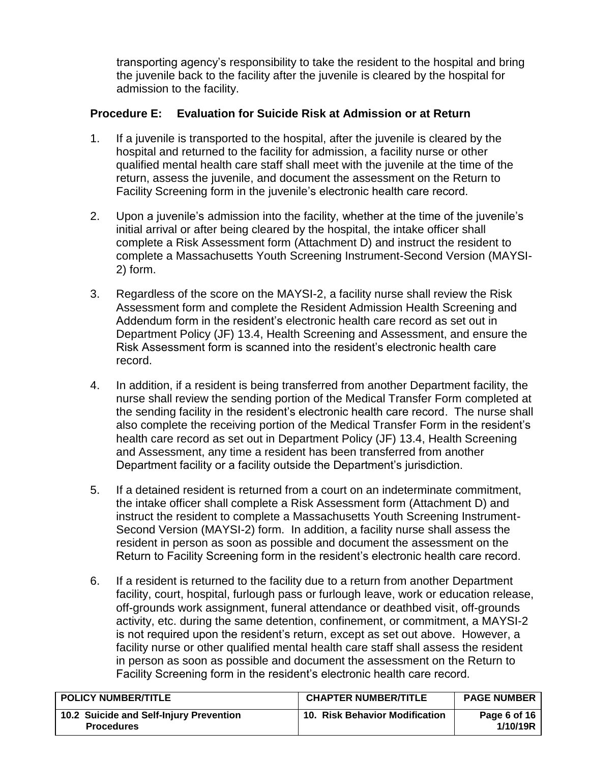transporting agency's responsibility to take the resident to the hospital and bring the juvenile back to the facility after the juvenile is cleared by the hospital for admission to the facility.

**Procedure E: Evaluation for Suicide Risk at Admission or at Return**

1. If a juvenile is transported to the hospital, after the juvenile is cleared by the hospital and returned to the facility for admission, a facility nurse or other qualified mental health care staff shall meet with the juvenile at the time of the return, assess the juvenile, and document the assessment on the Return to Facility Screening form in the juvenile's electronic health care record.

2. Upon a juvenile's admission into the facility, whether at the time of the juvenile's initial arrival or after being cleared by the hospital, the intake officer shall complete a Risk Assessment form (Attachment D) and instruct the resident to complete a Massachusetts Youth Screening Instrument-Second Version (MAYSI-2) form.

3. Regardless of the score on the MAYSI-2, a facility nurse shall review the Risk Assessment form and complete the Resident Admission Health Screening and Addendum form in the resident's electronic health care record as set out in Department Policy (JF) 13.4, Health Screening and Assessment, and ensure the Risk Assessment form is scanned into the resident's electronic health care record.

4. In addition, if a resident is being transferred from another Department facility, the nurse shall review the sending portion of the Medical Transfer Form completed at the sending facility in the resident's electronic health care record. The nurse shall also complete the receiving portion of the Medical Transfer Form in the resident's health care record as set out in Department Policy (JF) 13.4, Health Screening and Assessment, any time a resident has been transferred from another Department facility or a facility outside the Department's jurisdiction.

5. If a detained resident is returned from a court on an indeterminate commitment, the intake officer shall complete a Risk Assessment form (Attachment D) and instruct the resident to complete a Massachusetts Youth Screening Instrument-Second Version (MAYSI-2) form. In addition, a facility nurse shall assess the resident in person as soon as possible and document the assessment on the Return to Facility Screening form in the resident's electronic health care record.

6. If a resident is returned to the facility due to a return from another Department facility, court, hospital, furlough pass or furlough leave, work or education release, off-grounds work assignment, funeral attendance or deathbed visit, off-grounds activity, etc. during the same detention, confinement, or commitment, a MAYSI-2 is not required upon the resident's return, except as set out above. However, a facility nurse or other qualified mental health care staff shall assess the resident in person as soon as possible and document the assessment on the Return to Facility Screening form in the resident's electronic health care record.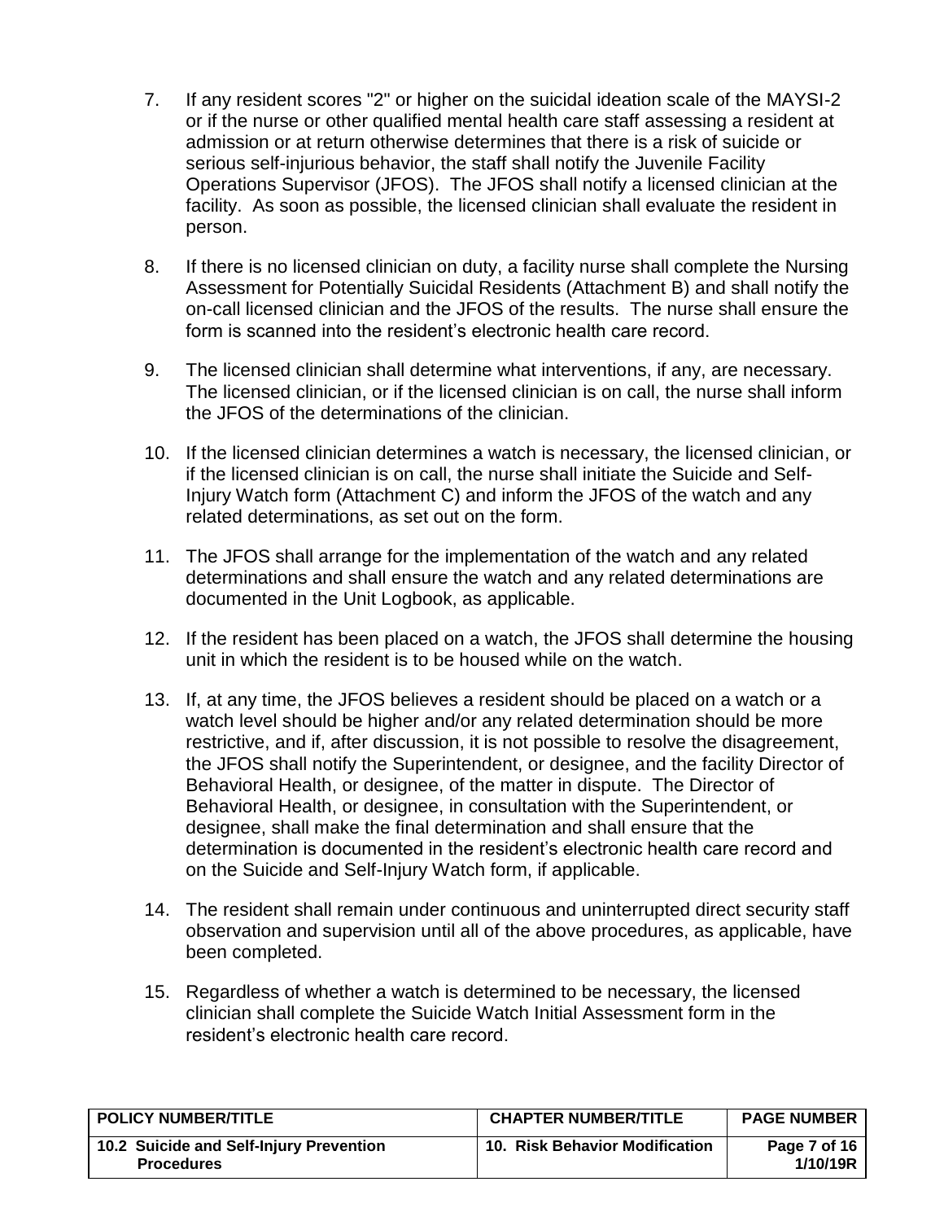7. If any resident scores "2" or higher on the suicidal ideation scale of the MAYSI-2 or if the nurse or other qualified mental health care staff assessing a resident at admission or at return otherwise determines that there is a risk of suicide or serious self-injurious behavior, the staff shall notify the Juvenile Facility Operations Supervisor (JFOS). The JFOS shall notify a licensed clinician at the facility. As soon as possible, the licensed clinician shall evaluate the resident in person.

8. If there is no licensed clinician on duty, a facility nurse shall complete the Nursing Assessment for Potentially Suicidal Residents (Attachment B) and shall notify the on-call licensed clinician and the JFOS of the results. The nurse shall ensure the form is scanned into the resident's electronic health care record.

9. The licensed clinician shall determine what interventions, if any, are necessary. The licensed clinician, or if the licensed clinician is on call, the nurse shall inform the JFOS of the determinations of the clinician.

10. If the licensed clinician determines a watch is necessary, the licensed clinician, or if the licensed clinician is on call, the nurse shall initiate the Suicide and Self-Injury Watch form (Attachment C) and inform the JFOS of the watch and any related determinations, as set out on the form.

11. The JFOS shall arrange for the implementation of the watch and any related determinations and shall ensure the watch and any related determinations are documented in the Unit Logbook, as applicable.

12. If the resident has been placed on a watch, the JFOS shall determine the housing unit in which the resident is to be housed while on the watch.

13. If, at any time, the JFOS believes a resident should be placed on a watch or a watch level should be higher and/or any related determination should be more restrictive, and if, after discussion, it is not possible to resolve the disagreement, the JFOS shall notify the Superintendent, or designee, and the facility Director of Behavioral Health, or designee, of the matter in dispute. The Director of Behavioral Health, or designee, in consultation with the Superintendent, or designee, shall make the final determination and shall ensure that the determination is documented in the resident's electronic health care record and on the Suicide and Self-Injury Watch form, if applicable.

14. The resident shall remain under continuous and uninterrupted direct security staff observation and supervision until all of the above procedures, as applicable, have been completed.

15. Regardless of whether a watch is determined to be necessary, the licensed clinician shall complete the Suicide Watch Initial Assessment form in the resident's electronic health care record.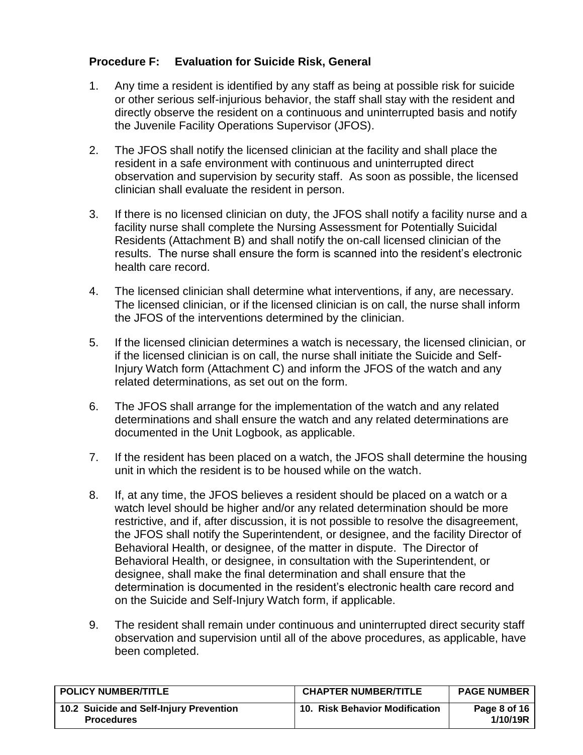**Procedure F: Evaluation for Suicide Risk, General**

1. Any time a resident is identified by any staff as being at possible risk for suicide or other serious self-injurious behavior, the staff shall stay with the resident and directly observe the resident on a continuous and uninterrupted basis and notify the Juvenile Facility Operations Supervisor (JFOS).

2. The JFOS shall notify the licensed clinician at the facility and shall place the resident in a safe environment with continuous and uninterrupted direct observation and supervision by security staff. As soon as possible, the licensed clinician shall evaluate the resident in person.

3. If there is no licensed clinician on duty, the JFOS shall notify a facility nurse and a facility nurse shall complete the Nursing Assessment for Potentially Suicidal Residents (Attachment B) and shall notify the on-call licensed clinician of the results. The nurse shall ensure the form is scanned into the resident's electronic health care record.

4. The licensed clinician shall determine what interventions, if any, are necessary. The licensed clinician, or if the licensed clinician is on call, the nurse shall inform the JFOS of the interventions determined by the clinician.

5. If the licensed clinician determines a watch is necessary, the licensed clinician, or if the licensed clinician is on call, the nurse shall initiate the Suicide and Self-Injury Watch form (Attachment C) and inform the JFOS of the watch and any related determinations, as set out on the form.

6. The JFOS shall arrange for the implementation of the watch and any related determinations and shall ensure the watch and any related determinations are documented in the Unit Logbook, as applicable.

7. If the resident has been placed on a watch, the JFOS shall determine the housing unit in which the resident is to be housed while on the watch.

8. If, at any time, the JFOS believes a resident should be placed on a watch or a watch level should be higher and/or any related determination should be more restrictive, and if, after discussion, it is not possible to resolve the disagreement, the JFOS shall notify the Superintendent, or designee, and the facility Director of Behavioral Health, or designee, of the matter in dispute. The Director of Behavioral Health, or designee, in consultation with the Superintendent, or designee, shall make the final determination and shall ensure that the determination is documented in the resident's electronic health care record and on the Suicide and Self-Injury Watch form, if applicable.

9. The resident shall remain under continuous and uninterrupted direct security staff observation and supervision until all of the above procedures, as applicable, have been completed.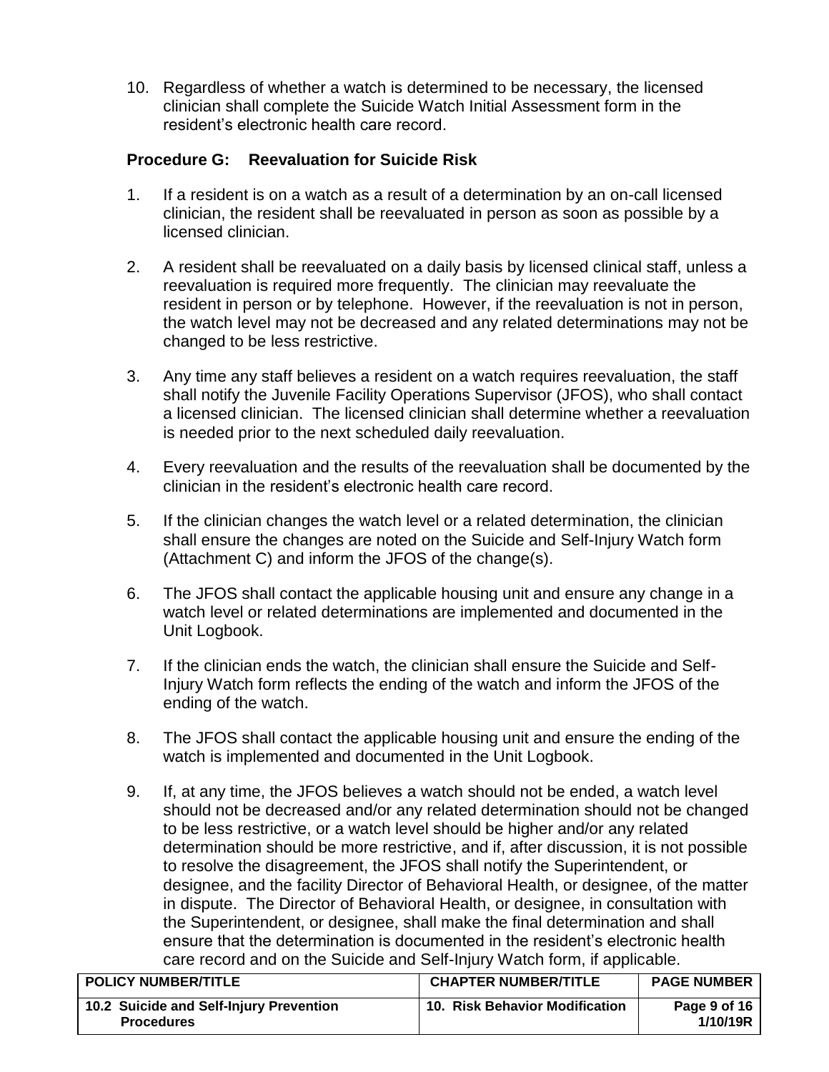10. Regardless of whether a watch is determined to be necessary, the licensed clinician shall complete the Suicide Watch Initial Assessment form in the resident's electronic health care record.

**Procedure G: Reevaluation for Suicide Risk**

1. If a resident is on a watch as a result of a determination by an on-call licensed clinician, the resident shall be reevaluated in person as soon as possible by a licensed clinician.

2. A resident shall be reevaluated on a daily basis by licensed clinical staff, unless a reevaluation is required more frequently. The clinician may reevaluate the resident in person or by telephone. However, if the reevaluation is not in person, the watch level may not be decreased and any related determinations may not be changed to be less restrictive.

3. Any time any staff believes a resident on a watch requires reevaluation, the staff shall notify the Juvenile Facility Operations Supervisor (JFOS), who shall contact a licensed clinician. The licensed clinician shall determine whether a reevaluation is needed prior to the next scheduled daily reevaluation.

4. Every reevaluation and the results of the reevaluation shall be documented by the clinician in the resident's electronic health care record.

5. If the clinician changes the watch level or a related determination, the clinician shall ensure the changes are noted on the Suicide and Self-Injury Watch form (Attachment C) and inform the JFOS of the change(s).

6. The JFOS shall contact the applicable housing unit and ensure any change in a watch level or related determinations are implemented and documented in the Unit Logbook.

7. If the clinician ends the watch, the clinician shall ensure the Suicide and Self-Injury Watch form reflects the ending of the watch and inform the JFOS of the ending of the watch.

8. The JFOS shall contact the applicable housing unit and ensure the ending of the watch is implemented and documented in the Unit Logbook.

9. If, at any time, the JFOS believes a watch should not be ended, a watch level should not be decreased and/or any related determination should not be changed to be less restrictive, or a watch level should be higher and/or any related determination should be more restrictive, and if, after discussion, it is not possible to resolve the disagreement, the JFOS shall notify the Superintendent, or designee, and the facility Director of Behavioral Health, or designee, of the matter in dispute. The Director of Behavioral Health, or designee, in consultation with the Superintendent, or designee, shall make the final determination and shall ensure that the determination is documented in the resident's electronic health care record and on the Suicide and Self-Injury Watch form, if applicable.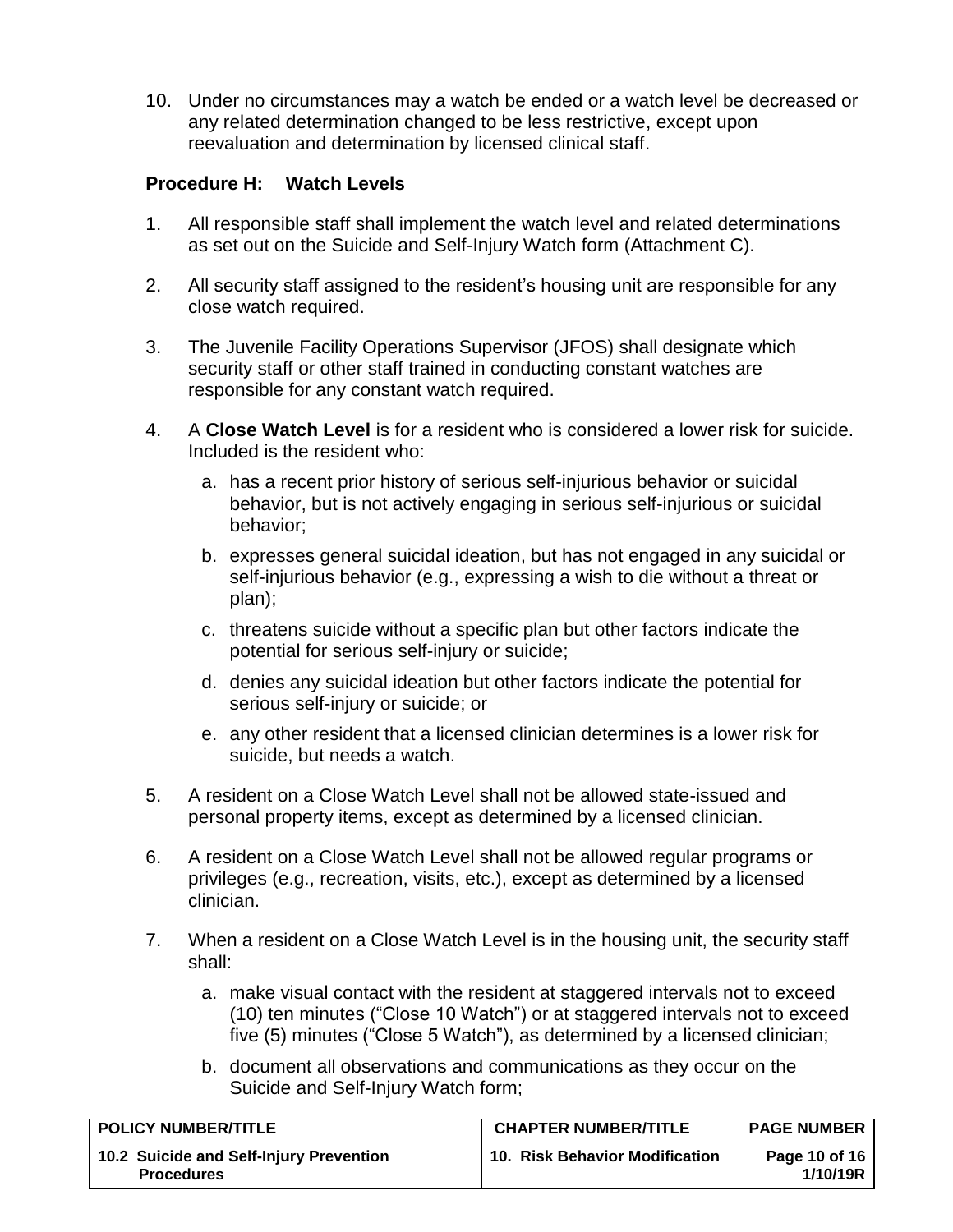10. Under no circumstances may a watch be ended or a watch level be decreased or any related determination changed to be less restrictive, except upon reevaluation and determination by licensed clinical staff.

**Procedure H: Watch Levels**

1. All responsible staff shall implement the watch level and related determinations as set out on the Suicide and Self-Injury Watch form (Attachment C).

2. All security staff assigned to the resident's housing unit are responsible for any close watch required.

3. The Juvenile Facility Operations Supervisor (JFOS) shall designate which security staff or other staff trained in conducting constant watches are responsible for any constant watch required.

4. A **Close Watch Level** is for a resident who is considered a lower risk for suicide. Included is the resident who:

   a. has a recent prior history of serious self-injurious behavior or suicidal behavior, but is not actively engaging in serious self-injurious or suicidal behavior;

   b. expresses general suicidal ideation, but has not engaged in any suicidal or self-injurious behavior (e.g., expressing a wish to die without a threat or plan);

   c. threatens suicide without a specific plan but other factors indicate the potential for serious self-injury or suicide;

   d. denies any suicidal ideation but other factors indicate the potential for serious self-injury or suicide; or

   e. any other resident that a licensed clinician determines is a lower risk for suicide, but needs a watch.

5. A resident on a Close Watch Level shall not be allowed state-issued and personal property items, except as determined by a licensed clinician.

6. A resident on a Close Watch Level shall not be allowed regular programs or privileges (e.g., recreation, visits, etc.), except as determined by a licensed clinician.

7. When a resident on a Close Watch Level is in the housing unit, the security staff shall:

   a. make visual contact with the resident at staggered intervals not to exceed (10) ten minutes ("Close 10 Watch") or at staggered intervals not to exceed five (5) minutes ("Close 5 Watch"), as determined by a licensed clinician;

   b. document all observations and communications as they occur on the Suicide and Self-Injury Watch form;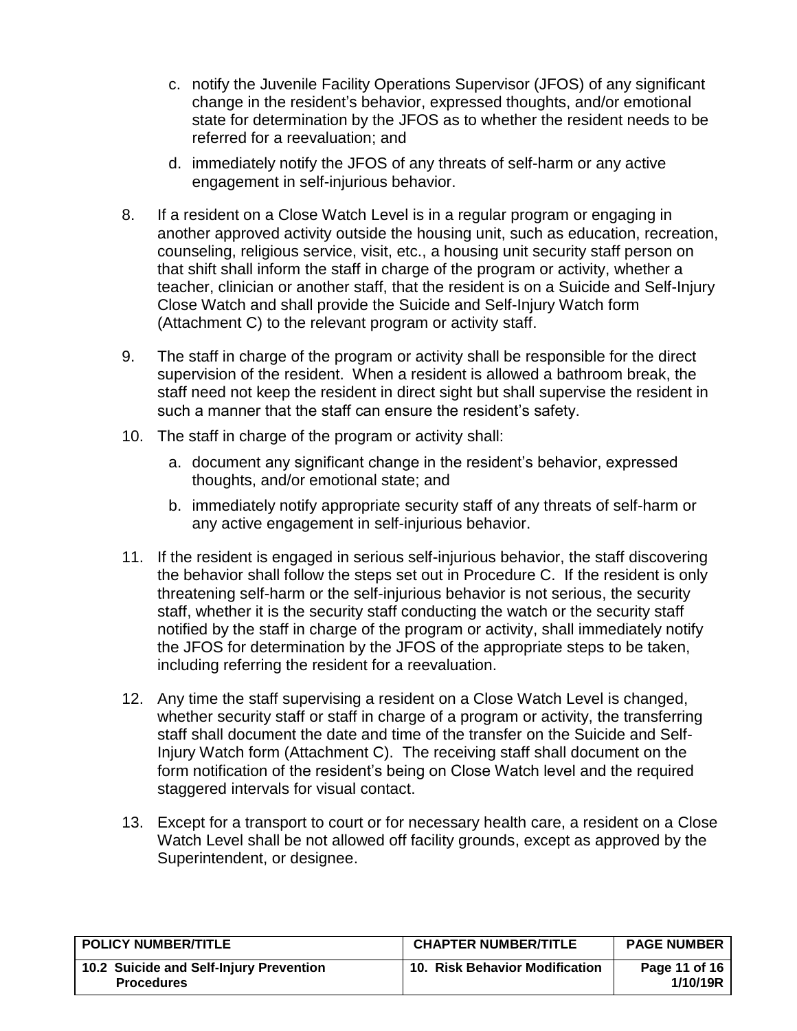c. notify the Juvenile Facility Operations Supervisor (JFOS) of any significant change in the resident's behavior, expressed thoughts, and/or emotional state for determination by the JFOS as to whether the resident needs to be referred for a reevaluation; and

d. immediately notify the JFOS of any threats of self-harm or any active engagement in self-injurious behavior.

8. If a resident on a Close Watch Level is in a regular program or engaging in another approved activity outside the housing unit, such as education, recreation, counseling, religious service, visit, etc., a housing unit security staff person on that shift shall inform the staff in charge of the program or activity, whether a teacher, clinician or another staff, that the resident is on a Suicide and Self-Injury Close Watch and shall provide the Suicide and Self-Injury Watch form (Attachment C) to the relevant program or activity staff.

9. The staff in charge of the program or activity shall be responsible for the direct supervision of the resident. When a resident is allowed a bathroom break, the staff need not keep the resident in direct sight but shall supervise the resident in such a manner that the staff can ensure the resident's safety.

10. The staff in charge of the program or activity shall:

    a. document any significant change in the resident's behavior, expressed thoughts, and/or emotional state; and

    b. immediately notify appropriate security staff of any threats of self-harm or any active engagement in self-injurious behavior.

11. If the resident is engaged in serious self-injurious behavior, the staff discovering the behavior shall follow the steps set out in Procedure C. If the resident is only threatening self-harm or the self-injurious behavior is not serious, the security staff, whether it is the security staff conducting the watch or the security staff notified by the staff in charge of the program or activity, shall immediately notify the JFOS for determination by the JFOS of the appropriate steps to be taken, including referring the resident for a reevaluation.

12. Any time the staff supervising a resident on a Close Watch Level is changed, whether security staff or staff in charge of a program or activity, the transferring staff shall document the date and time of the transfer on the Suicide and Self-Injury Watch form (Attachment C). The receiving staff shall document on the form notification of the resident's being on Close Watch level and the required staggered intervals for visual contact.

13. Except for a transport to court or for necessary health care, a resident on a Close Watch Level shall be not allowed off facility grounds, except as approved by the Superintendent, or designee.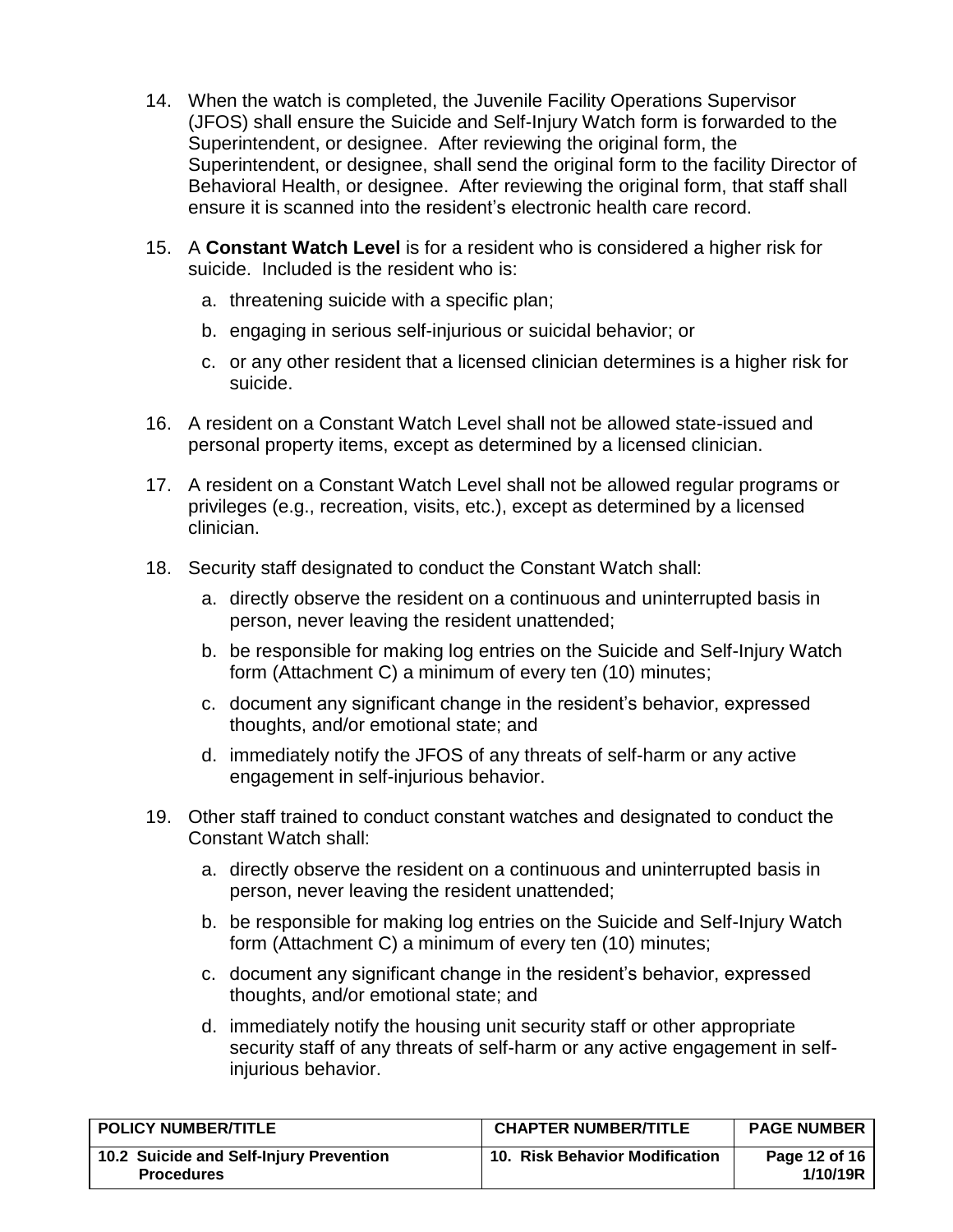14. When the watch is completed, the Juvenile Facility Operations Supervisor (JFOS) shall ensure the Suicide and Self-Injury Watch form is forwarded to the Superintendent, or designee. After reviewing the original form, the Superintendent, or designee, shall send the original form to the facility Director of Behavioral Health, or designee. After reviewing the original form, that staff shall ensure it is scanned into the resident's electronic health care record.

15. A **Constant Watch Level** is for a resident who is considered a higher risk for suicide. Included is the resident who is:
    a. threatening suicide with a specific plan;
    b. engaging in serious self-injurious or suicidal behavior; or
    c. or any other resident that a licensed clinician determines is a higher risk for suicide.

16. A resident on a Constant Watch Level shall not be allowed state-issued and personal property items, except as determined by a licensed clinician.

17. A resident on a Constant Watch Level shall not be allowed regular programs or privileges (e.g., recreation, visits, etc.), except as determined by a licensed clinician.

18. Security staff designated to conduct the Constant Watch shall:
    a. directly observe the resident on a continuous and uninterrupted basis in person, never leaving the resident unattended;
    b. be responsible for making log entries on the Suicide and Self-Injury Watch form (Attachment C) a minimum of every ten (10) minutes;
    c. document any significant change in the resident's behavior, expressed thoughts, and/or emotional state; and
    d. immediately notify the JFOS of any threats of self-harm or any active engagement in self-injurious behavior.

19. Other staff trained to conduct constant watches and designated to conduct the Constant Watch shall:
    a. directly observe the resident on a continuous and uninterrupted basis in person, never leaving the resident unattended;
    b. be responsible for making log entries on the Suicide and Self-Injury Watch form (Attachment C) a minimum of every ten (10) minutes;
    c. document any significant change in the resident's behavior, expressed thoughts, and/or emotional state; and
    d. immediately notify the housing unit security staff or other appropriate security staff of any threats of self-harm or any active engagement in self-injurious behavior.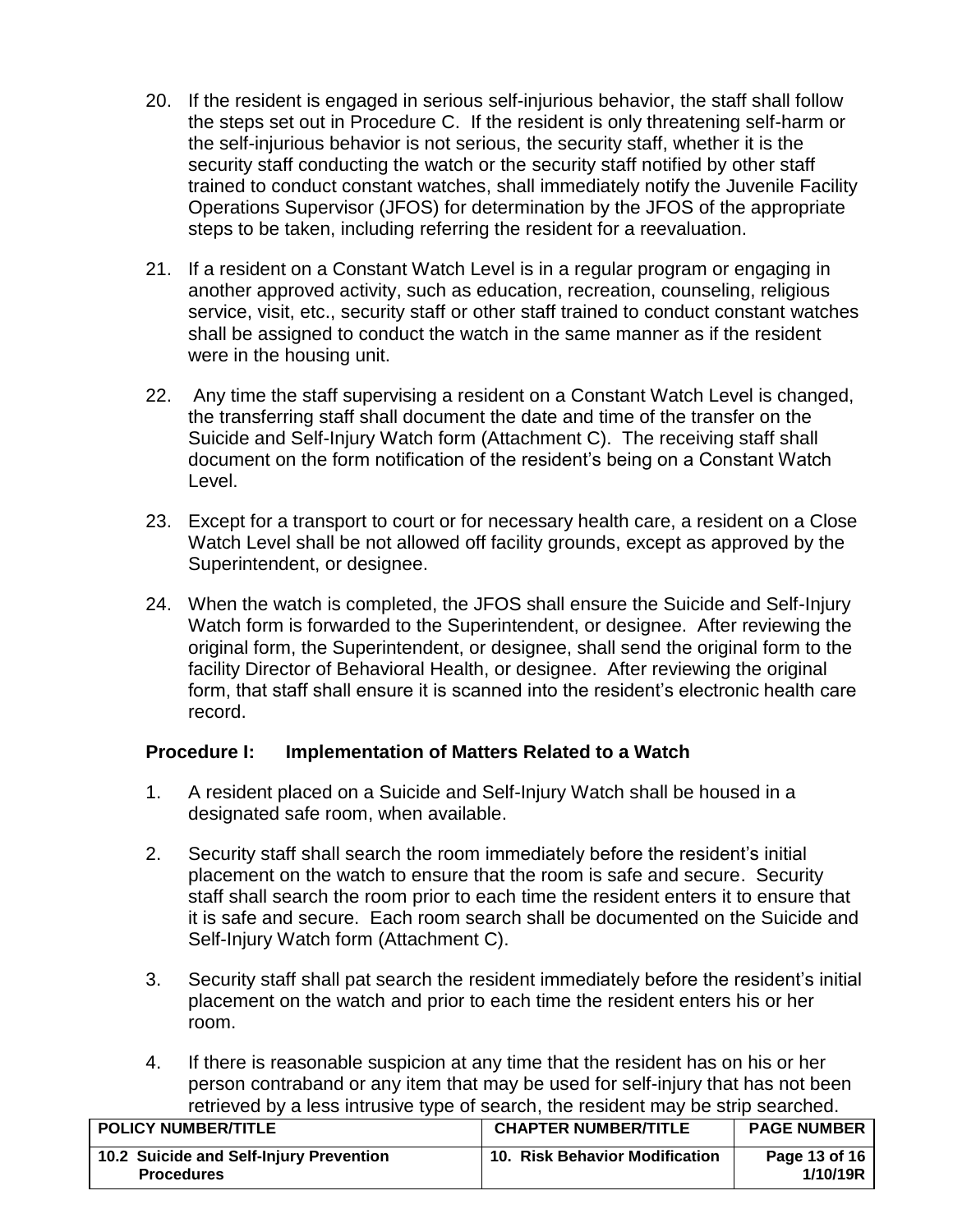20. If the resident is engaged in serious self-injurious behavior, the staff shall follow the steps set out in Procedure C. If the resident is only threatening self-harm or the self-injurious behavior is not serious, the security staff, whether it is the security staff conducting the watch or the security staff notified by other staff trained to conduct constant watches, shall immediately notify the Juvenile Facility Operations Supervisor (JFOS) for determination by the JFOS of the appropriate steps to be taken, including referring the resident for a reevaluation.

21. If a resident on a Constant Watch Level is in a regular program or engaging in another approved activity, such as education, recreation, counseling, religious service, visit, etc., security staff or other staff trained to conduct constant watches shall be assigned to conduct the watch in the same manner as if the resident were in the housing unit.

22. Any time the staff supervising a resident on a Constant Watch Level is changed, the transferring staff shall document the date and time of the transfer on the Suicide and Self-Injury Watch form (Attachment C). The receiving staff shall document on the form notification of the resident's being on a Constant Watch Level.

23. Except for a transport to court or for necessary health care, a resident on a Close Watch Level shall be not allowed off facility grounds, except as approved by the Superintendent, or designee.

24. When the watch is completed, the JFOS shall ensure the Suicide and Self-Injury Watch form is forwarded to the Superintendent, or designee. After reviewing the original form, the Superintendent, or designee, shall send the original form to the facility Director of Behavioral Health, or designee. After reviewing the original form, that staff shall ensure it is scanned into the resident's electronic health care record.

### Procedure I: Implementation of Matters Related to a Watch

1. A resident placed on a Suicide and Self-Injury Watch shall be housed in a designated safe room, when available.

2. Security staff shall search the room immediately before the resident's initial placement on the watch to ensure that the room is safe and secure. Security staff shall search the room prior to each time the resident enters it to ensure that it is safe and secure. Each room search shall be documented on the Suicide and Self-Injury Watch form (Attachment C).

3. Security staff shall pat search the resident immediately before the resident's initial placement on the watch and prior to each time the resident enters his or her room.

4. If there is reasonable suspicion at any time that the resident has on his or her person contraband or any item that may be used for self-injury that has not been retrieved by a less intrusive type of search, the resident may be strip searched.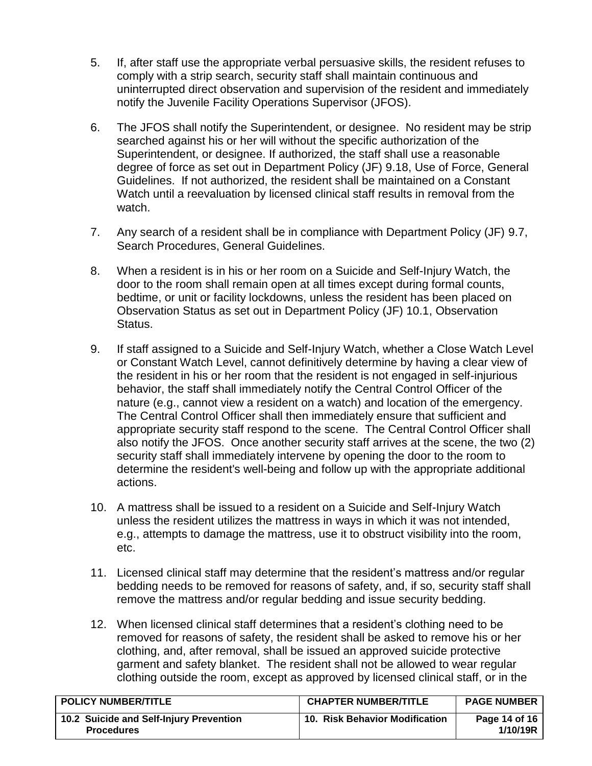5. If, after staff use the appropriate verbal persuasive skills, the resident refuses to comply with a strip search, security staff shall maintain continuous and uninterrupted direct observation and supervision of the resident and immediately notify the Juvenile Facility Operations Supervisor (JFOS).

6. The JFOS shall notify the Superintendent, or designee. No resident may be strip searched against his or her will without the specific authorization of the Superintendent, or designee. If authorized, the staff shall use a reasonable degree of force as set out in Department Policy (JF) 9.18, Use of Force, General Guidelines. If not authorized, the resident shall be maintained on a Constant Watch until a reevaluation by licensed clinical staff results in removal from the watch.

7. Any search of a resident shall be in compliance with Department Policy (JF) 9.7, Search Procedures, General Guidelines.

8. When a resident is in his or her room on a Suicide and Self-Injury Watch, the door to the room shall remain open at all times except during formal counts, bedtime, or unit or facility lockdowns, unless the resident has been placed on Observation Status as set out in Department Policy (JF) 10.1, Observation Status.

9. If staff assigned to a Suicide and Self-Injury Watch, whether a Close Watch Level or Constant Watch Level, cannot definitively determine by having a clear view of the resident in his or her room that the resident is not engaged in self-injurious behavior, the staff shall immediately notify the Central Control Officer of the nature (e.g., cannot view a resident on a watch) and location of the emergency. The Central Control Officer shall then immediately ensure that sufficient and appropriate security staff respond to the scene. The Central Control Officer shall also notify the JFOS. Once another security staff arrives at the scene, the two (2) security staff shall immediately intervene by opening the door to the room to determine the resident's well-being and follow up with the appropriate additional actions.

10. A mattress shall be issued to a resident on a Suicide and Self-Injury Watch unless the resident utilizes the mattress in ways in which it was not intended, e.g., attempts to damage the mattress, use it to obstruct visibility into the room, etc.

11. Licensed clinical staff may determine that the resident's mattress and/or regular bedding needs to be removed for reasons of safety, and, if so, security staff shall remove the mattress and/or regular bedding and issue security bedding.

12. When licensed clinical staff determines that a resident's clothing need to be removed for reasons of safety, the resident shall be asked to remove his or her clothing, and, after removal, shall be issued an approved suicide protective garment and safety blanket. The resident shall not be allowed to wear regular clothing outside the room, except as approved by licensed clinical staff, or in the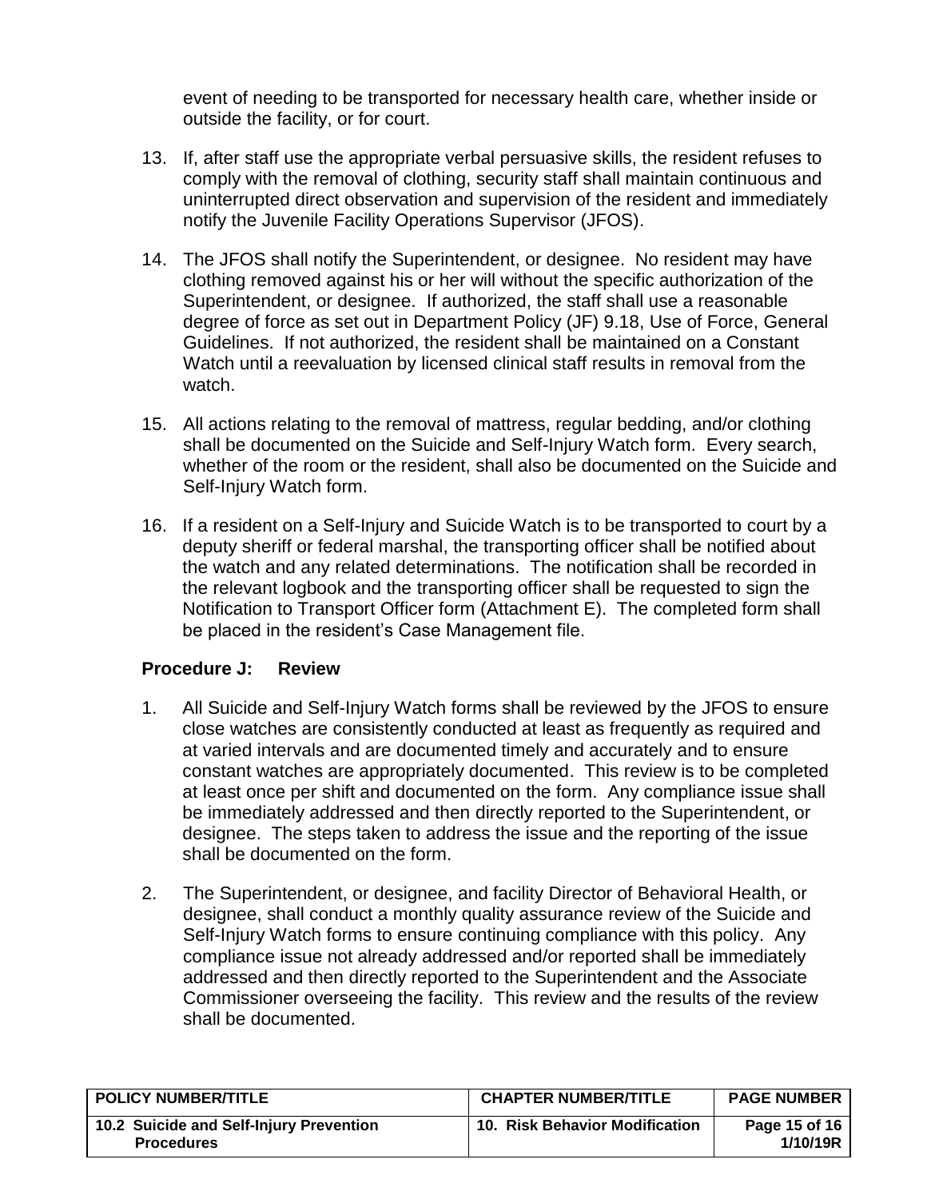event of needing to be transported for necessary health care, whether inside or outside the facility, or for court.

13. If, after staff use the appropriate verbal persuasive skills, the resident refuses to comply with the removal of clothing, security staff shall maintain continuous and uninterrupted direct observation and supervision of the resident and immediately notify the Juvenile Facility Operations Supervisor (JFOS).

14. The JFOS shall notify the Superintendent, or designee. No resident may have clothing removed against his or her will without the specific authorization of the Superintendent, or designee. If authorized, the staff shall use a reasonable degree of force as set out in Department Policy (JF) 9.18, Use of Force, General Guidelines. If not authorized, the resident shall be maintained on a Constant Watch until a reevaluation by licensed clinical staff results in removal from the watch.

15. All actions relating to the removal of mattress, regular bedding, and/or clothing shall be documented on the Suicide and Self-Injury Watch form. Every search, whether of the room or the resident, shall also be documented on the Suicide and Self-Injury Watch form.

16. If a resident on a Self-Injury and Suicide Watch is to be transported to court by a deputy sheriff or federal marshal, the transporting officer shall be notified about the watch and any related determinations. The notification shall be recorded in the relevant logbook and the transporting officer shall be requested to sign the Notification to Transport Officer form (Attachment E). The completed form shall be placed in the resident's Case Management file.

### Procedure J: Review

1. All Suicide and Self-Injury Watch forms shall be reviewed by the JFOS to ensure close watches are consistently conducted at least as frequently as required and at varied intervals and are documented timely and accurately and to ensure constant watches are appropriately documented. This review is to be completed at least once per shift and documented on the form. Any compliance issue shall be immediately addressed and then directly reported to the Superintendent, or designee. The steps taken to address the issue and the reporting of the issue shall be documented on the form.

2. The Superintendent, or designee, and facility Director of Behavioral Health, or designee, shall conduct a monthly quality assurance review of the Suicide and Self-Injury Watch forms to ensure continuing compliance with this policy. Any compliance issue not already addressed and/or reported shall be immediately addressed and then directly reported to the Superintendent and the Associate Commissioner overseeing the facility. This review and the results of the review shall be documented.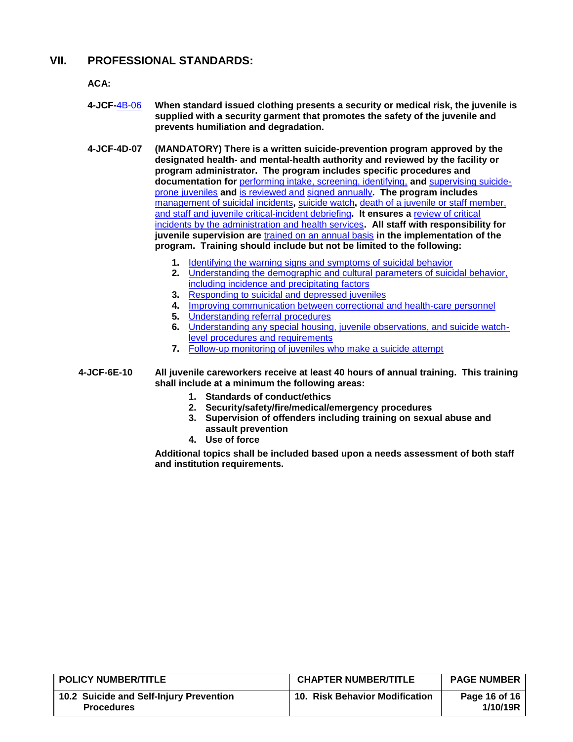## VII. PROFESSIONAL STANDARDS:

**ACA:**

**4-JCF-**4B-06 **When standard issued clothing presents a security or medical risk, the juvenile is supplied with a security garment that promotes the safety of the juvenile and prevents humiliation and degradation.**

**4-JCF-4D-07** **(MANDATORY) There is a written suicide-prevention program approved by the designated health- and mental-health authority and reviewed by the facility or program administrator. The program includes specific procedures and documentation for** performing intake, screening, identifying, **and** supervising suicide-prone juveniles **and** is reviewed and signed annually**. The program includes** management of suicidal incidents**,** suicide watch**,** death of a juvenile or staff member, and staff and juvenile critical-incident debriefing**. It ensures a** review of critical incidents by the administration and health services**. All staff with responsibility for juvenile supervision are** trained on an annual basis **in the implementation of the program. Training should include but not be limited to the following:**

1. Identifying the warning signs and symptoms of suicidal behavior
2. Understanding the demographic and cultural parameters of suicidal behavior, including incidence and precipitating factors
3. Responding to suicidal and depressed juveniles
4. Improving communication between correctional and health-care personnel
5. Understanding referral procedures
6. Understanding any special housing, juvenile observations, and suicide watch-level procedures and requirements
7. Follow-up monitoring of juveniles who make a suicide attempt

**4-JCF-6E-10** **All juvenile careworkers receive at least 40 hours of annual training. This training shall include at a minimum the following areas:**

1. **Standards of conduct/ethics**
2. **Security/safety/fire/medical/emergency procedures**
3. **Supervision of offenders including training on sexual abuse and assault prevention**
4. **Use of force**

**Additional topics shall be included based upon a needs assessment of both staff and institution requirements.**